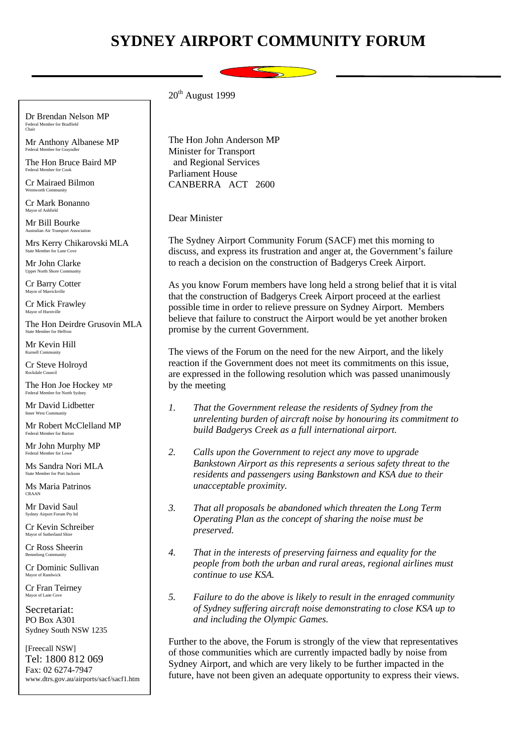# SYDNEY AIRPORT COMMUNITY FORUM

Dr Brendan Nelson MP
Federal Member for Bradfield
Chair

Mr Anthony Albanese MP
Federal Member for Grayndler

The Hon Bruce Baird MP
Federal Member for Cook

Cr Mairaed Bilmon
Wentworth Community

Cr Mark Bonanno
Mayor of Ashfield

Mr Bill Bourke
Australian Air Transport Association

Mrs Kerry Chikarovski MLA
State Member for Lane Cove

Mr John Clarke
Upper North Shore Community

Cr Barry Cotter
Mayor of Marrickville

Cr Mick Frawley
Mayor of Hurstville

The Hon Deirdre Grusovin MLA
State Member for Heffron

Mr Kevin Hill
Kurnell Community

Cr Steve Holroyd
Rockdale Council

The Hon Joe Hockey MP
Federal Member for North Sydney

Mr David Lidbetter
Inner West Community

Mr Robert McClelland MP
Federal Member for Barton

Mr John Murphy MP
Federal Member for Lowe

Ms Sandra Nori MLA
State Member for Port Jackson

Ms Maria Patrinos
CRAAN

Mr David Saul
Sydney Airport Forum Pty ltd

Cr Kevin Schreiber
Mayor of Sutherland Shire

Cr Ross Sheerin
Bennelong Community

Cr Dominic Sullivan
Mayor of Randwick

Cr Fran Teirney
Mayor of Lane Cove

Secretariat:
PO Box A301
Sydney South NSW 1235

[Freecall NSW]
Tel: 1800 812 069
Fax: 02 6274-7947
www.dtrs.gov.au/airports/sacf/sacf1.htm

20th August 1999

The Hon John Anderson MP
Minister for Transport
and Regional Services
Parliament House
CANBERRA ACT 2600

Dear Minister

The Sydney Airport Community Forum (SACF) met this morning to discuss, and express its frustration and anger at, the Government's failure to reach a decision on the construction of Badgerys Creek Airport.

As you know Forum members have long held a strong belief that it is vital that the construction of Badgerys Creek Airport proceed at the earliest possible time in order to relieve pressure on Sydney Airport. Members believe that failure to construct the Airport would be yet another broken promise by the current Government.

The views of the Forum on the need for the new Airport, and the likely reaction if the Government does not meet its commitments on this issue, are expressed in the following resolution which was passed unanimously by the meeting

1. *That the Government release the residents of Sydney from the unrelenting burden of aircraft noise by honouring its commitment to build Badgerys Creek as a full international airport.*

2. *Calls upon the Government to reject any move to upgrade Bankstown Airport as this represents a serious safety threat to the residents and passengers using Bankstown and KSA due to their unacceptable proximity.*

3. *That all proposals be abandoned which threaten the Long Term Operating Plan as the concept of sharing the noise must be preserved.*

4. *That in the interests of preserving fairness and equality for the people from both the urban and rural areas, regional airlines must continue to use KSA.*

5. *Failure to do the above is likely to result in the enraged community of Sydney suffering aircraft noise demonstrating to close KSA up to and including the Olympic Games.*

Further to the above, the Forum is strongly of the view that representatives of those communities which are currently impacted badly by noise from Sydney Airport, and which are very likely to be further impacted in the future, have not been given an adequate opportunity to express their views.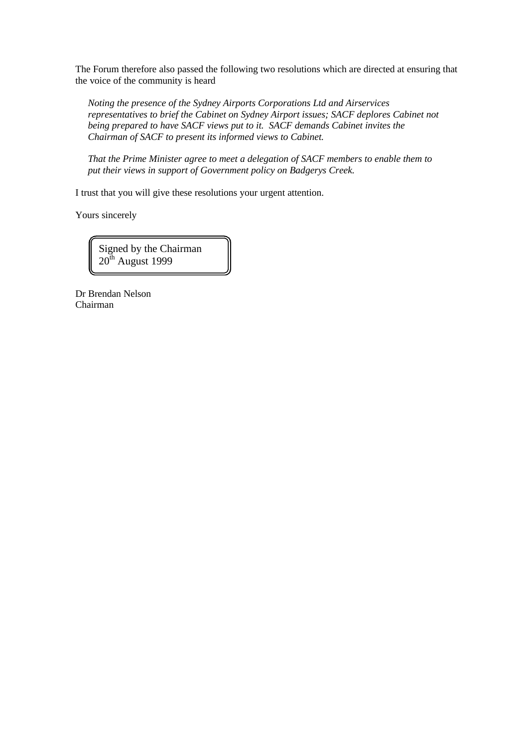The Forum therefore also passed the following two resolutions which are directed at ensuring that the voice of the community is heard

> *Noting the presence of the Sydney Airports Corporations Ltd and Airservices representatives to brief the Cabinet on Sydney Airport issues; SACF deplores Cabinet not being prepared to have SACF views put to it. SACF demands Cabinet invites the Chairman of SACF to present its informed views to Cabinet.*

> *That the Prime Minister agree to meet a delegation of SACF members to enable them to put their views in support of Government policy on Badgerys Creek.*

I trust that you will give these resolutions your urgent attention.

Yours sincerely

Signed by the Chairman
20th August 1999

Dr Brendan Nelson
Chairman